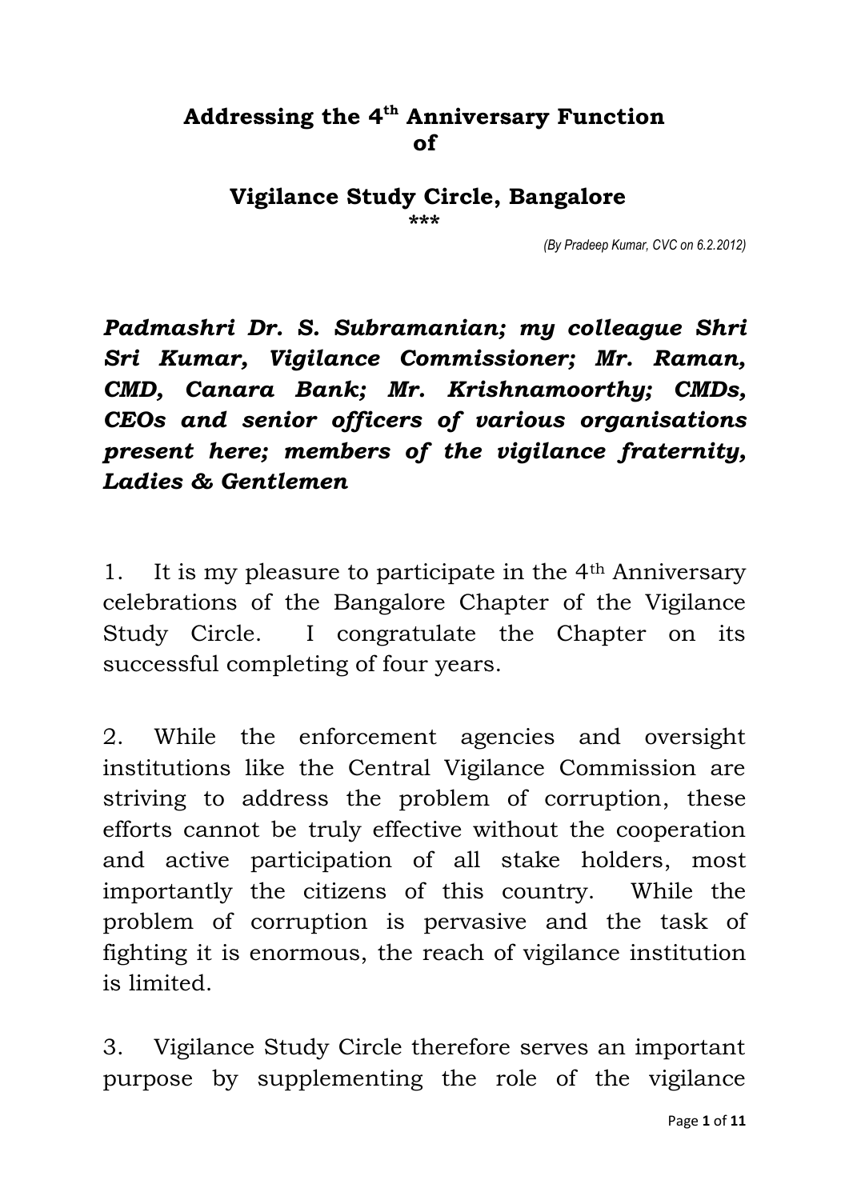**Addressing the 4th Anniversary Function of**

**Vigilance Study Circle, Bangalore**

\*\*\*

*(By Pradeep Kumar, CVC on 6.2.2012)*

***Padmashri Dr. S. Subramanian; my colleague Shri Sri Kumar, Vigilance Commissioner; Mr. Raman, CMD, Canara Bank; Mr. Krishnamoorthy; CMDs, CEOs and senior officers of various organisations present here; members of the vigilance fraternity, Ladies & Gentlemen***

1. It is my pleasure to participate in the 4th Anniversary celebrations of the Bangalore Chapter of the Vigilance Study Circle. I congratulate the Chapter on its successful completing of four years.

2. While the enforcement agencies and oversight institutions like the Central Vigilance Commission are striving to address the problem of corruption, these efforts cannot be truly effective without the cooperation and active participation of all stake holders, most importantly the citizens of this country. While the problem of corruption is pervasive and the task of fighting it is enormous, the reach of vigilance institution is limited.

3. Vigilance Study Circle therefore serves an important purpose by supplementing the role of the vigilance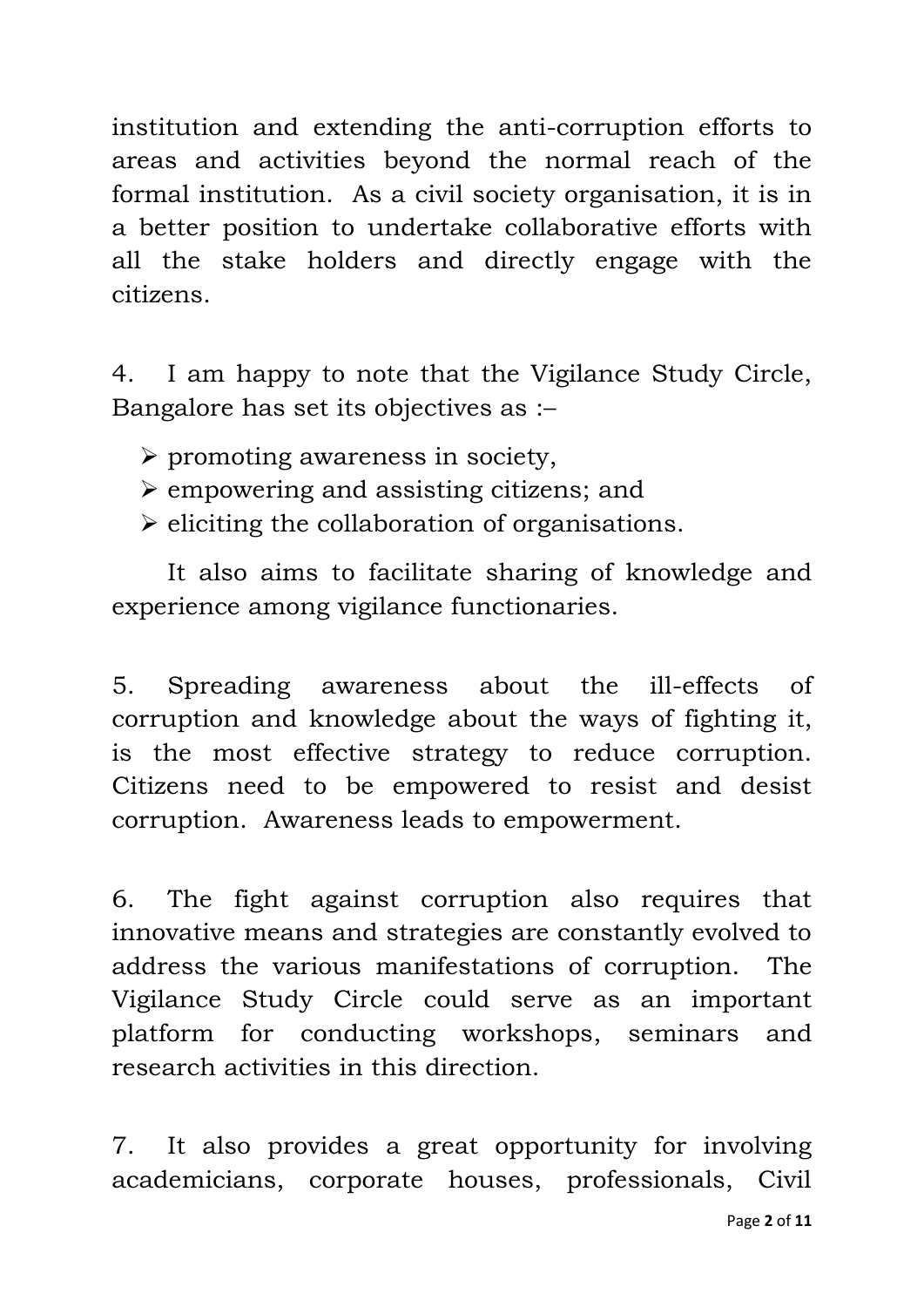institution and extending the anti-corruption efforts to areas and activities beyond the normal reach of the formal institution. As a civil society organisation, it is in a better position to undertake collaborative efforts with all the stake holders and directly engage with the citizens.

4. I am happy to note that the Vigilance Study Circle, Bangalore has set its objectives as :–

- promoting awareness in society,
- empowering and assisting citizens; and
- eliciting the collaboration of organisations.

It also aims to facilitate sharing of knowledge and experience among vigilance functionaries.

5. Spreading awareness about the ill-effects of corruption and knowledge about the ways of fighting it, is the most effective strategy to reduce corruption. Citizens need to be empowered to resist and desist corruption. Awareness leads to empowerment.

6. The fight against corruption also requires that innovative means and strategies are constantly evolved to address the various manifestations of corruption. The Vigilance Study Circle could serve as an important platform for conducting workshops, seminars and research activities in this direction.

7. It also provides a great opportunity for involving academicians, corporate houses, professionals, Civil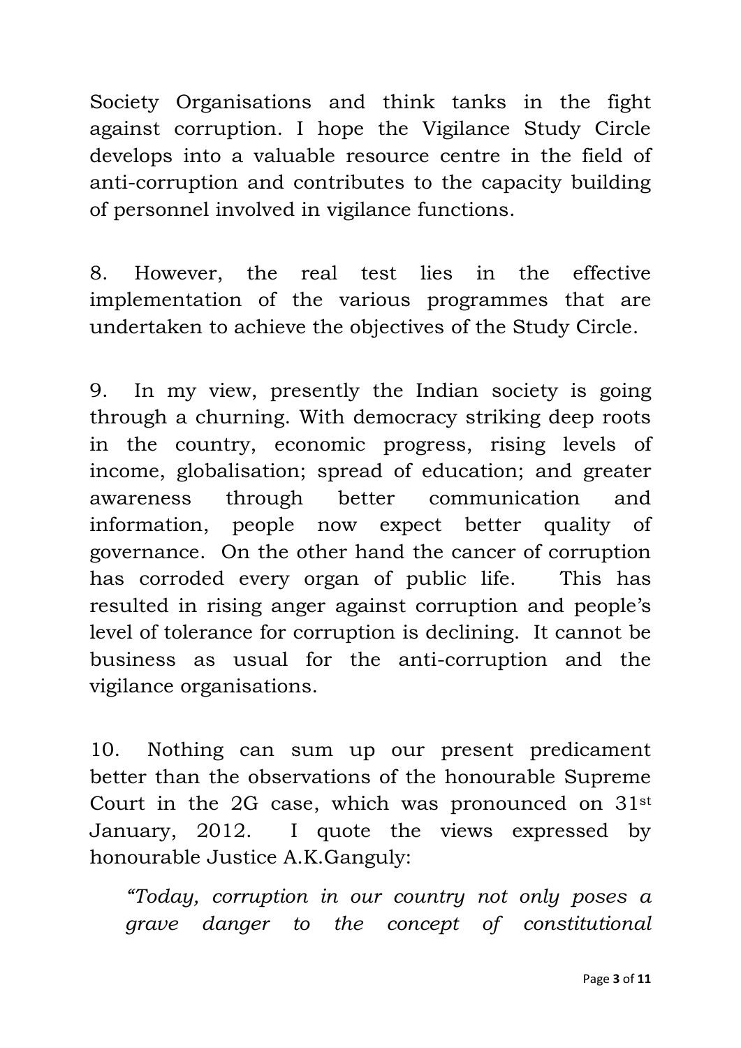Society Organisations and think tanks in the fight against corruption. I hope the Vigilance Study Circle develops into a valuable resource centre in the field of anti-corruption and contributes to the capacity building of personnel involved in vigilance functions.

8. However, the real test lies in the effective implementation of the various programmes that are undertaken to achieve the objectives of the Study Circle.

9. In my view, presently the Indian society is going through a churning. With democracy striking deep roots in the country, economic progress, rising levels of income, globalisation; spread of education; and greater awareness through better communication and information, people now expect better quality of governance. On the other hand the cancer of corruption has corroded every organ of public life. This has resulted in rising anger against corruption and people's level of tolerance for corruption is declining. It cannot be business as usual for the anti-corruption and the vigilance organisations.

10. Nothing can sum up our present predicament better than the observations of the honourable Supreme Court in the 2G case, which was pronounced on 31st January, 2012. I quote the views expressed by honourable Justice A.K.Ganguly:

> *"Today, corruption in our country not only poses a grave danger to the concept of constitutional*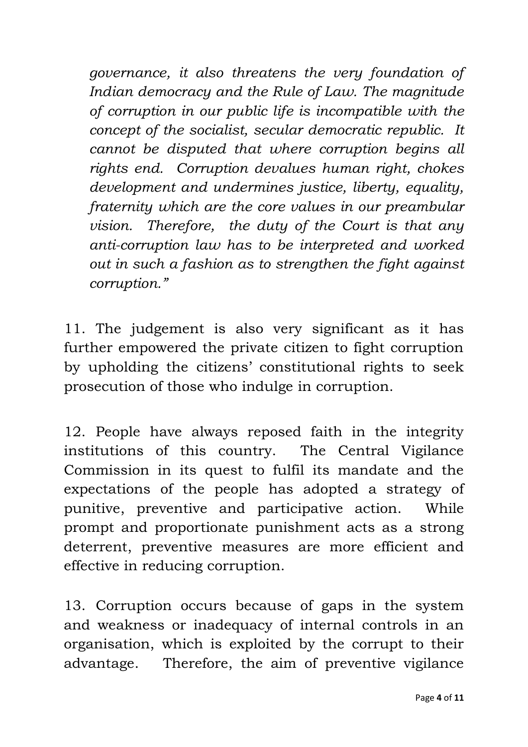*governance, it also threatens the very foundation of Indian democracy and the Rule of Law. The magnitude of corruption in our public life is incompatible with the concept of the socialist, secular democratic republic. It cannot be disputed that where corruption begins all rights end. Corruption devalues human right, chokes development and undermines justice, liberty, equality, fraternity which are the core values in our preambular vision. Therefore, the duty of the Court is that any anti-corruption law has to be interpreted and worked out in such a fashion as to strengthen the fight against corruption."*

11. The judgement is also very significant as it has further empowered the private citizen to fight corruption by upholding the citizens' constitutional rights to seek prosecution of those who indulge in corruption.

12. People have always reposed faith in the integrity institutions of this country. The Central Vigilance Commission in its quest to fulfil its mandate and the expectations of the people has adopted a strategy of punitive, preventive and participative action. While prompt and proportionate punishment acts as a strong deterrent, preventive measures are more efficient and effective in reducing corruption.

13. Corruption occurs because of gaps in the system and weakness or inadequacy of internal controls in an organisation, which is exploited by the corrupt to their advantage. Therefore, the aim of preventive vigilance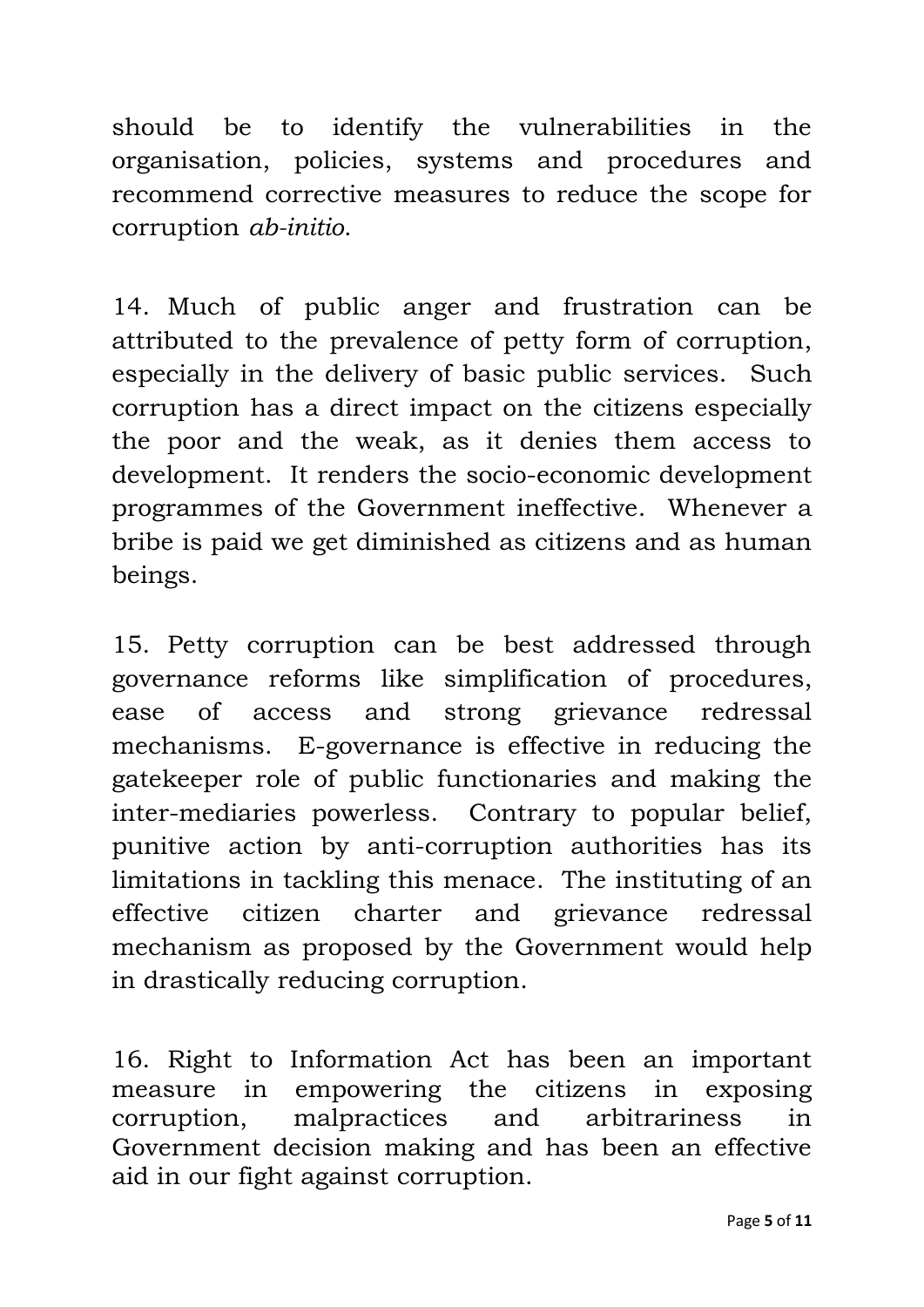should be to identify the vulnerabilities in the organisation, policies, systems and procedures and recommend corrective measures to reduce the scope for corruption *ab-initio*.

14. Much of public anger and frustration can be attributed to the prevalence of petty form of corruption, especially in the delivery of basic public services. Such corruption has a direct impact on the citizens especially the poor and the weak, as it denies them access to development. It renders the socio-economic development programmes of the Government ineffective. Whenever a bribe is paid we get diminished as citizens and as human beings.

15. Petty corruption can be best addressed through governance reforms like simplification of procedures, ease of access and strong grievance redressal mechanisms. E-governance is effective in reducing the gatekeeper role of public functionaries and making the inter-mediaries powerless. Contrary to popular belief, punitive action by anti-corruption authorities has its limitations in tackling this menace. The instituting of an effective citizen charter and grievance redressal mechanism as proposed by the Government would help in drastically reducing corruption.

16. Right to Information Act has been an important measure in empowering the citizens in exposing corruption, malpractices and arbitrariness in Government decision making and has been an effective aid in our fight against corruption.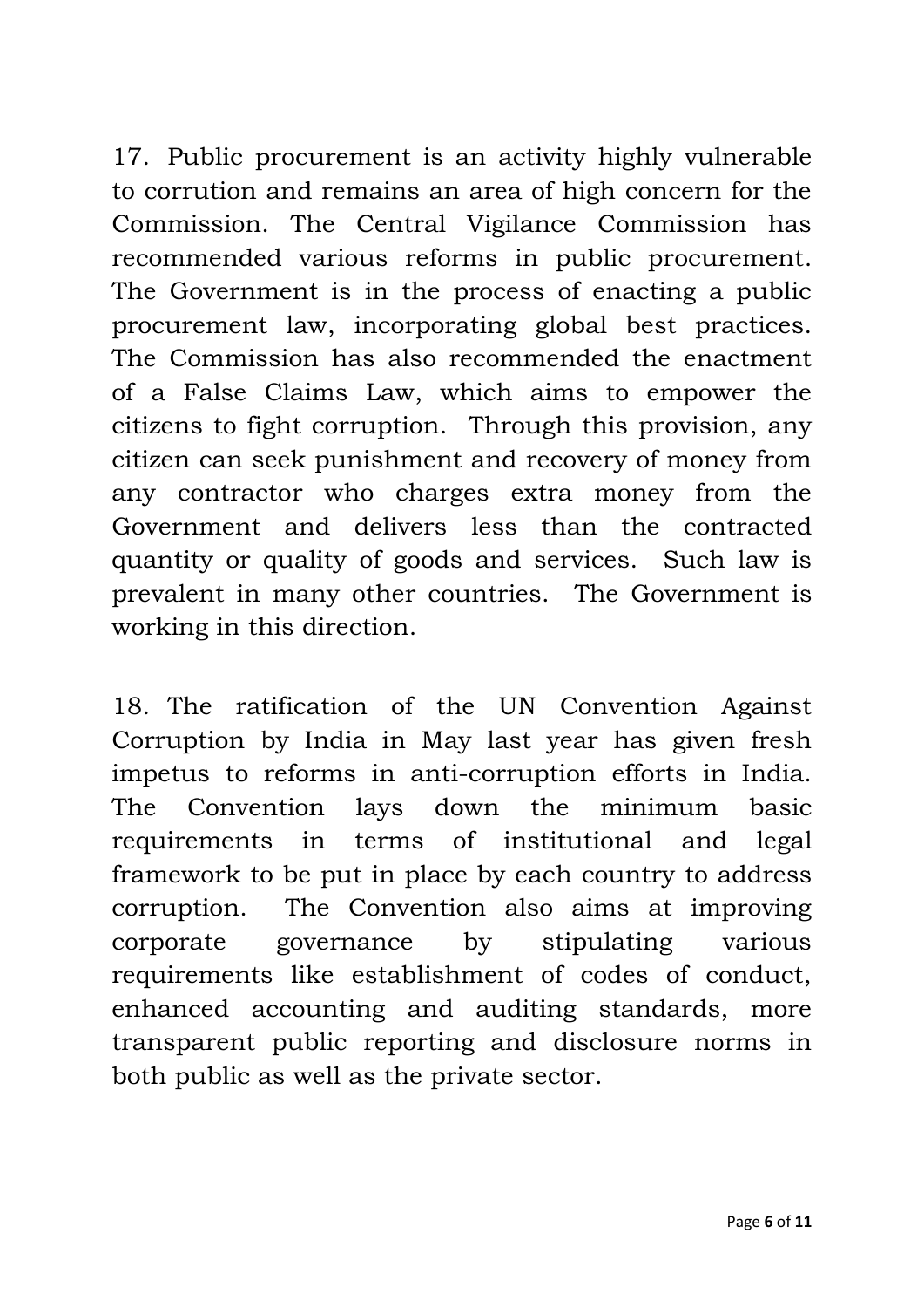17. Public procurement is an activity highly vulnerable to corrution and remains an area of high concern for the Commission. The Central Vigilance Commission has recommended various reforms in public procurement. The Government is in the process of enacting a public procurement law, incorporating global best practices. The Commission has also recommended the enactment of a False Claims Law, which aims to empower the citizens to fight corruption. Through this provision, any citizen can seek punishment and recovery of money from any contractor who charges extra money from the Government and delivers less than the contracted quantity or quality of goods and services. Such law is prevalent in many other countries. The Government is working in this direction.

18. The ratification of the UN Convention Against Corruption by India in May last year has given fresh impetus to reforms in anti-corruption efforts in India. The Convention lays down the minimum basic requirements in terms of institutional and legal framework to be put in place by each country to address corruption. The Convention also aims at improving corporate governance by stipulating various requirements like establishment of codes of conduct, enhanced accounting and auditing standards, more transparent public reporting and disclosure norms in both public as well as the private sector.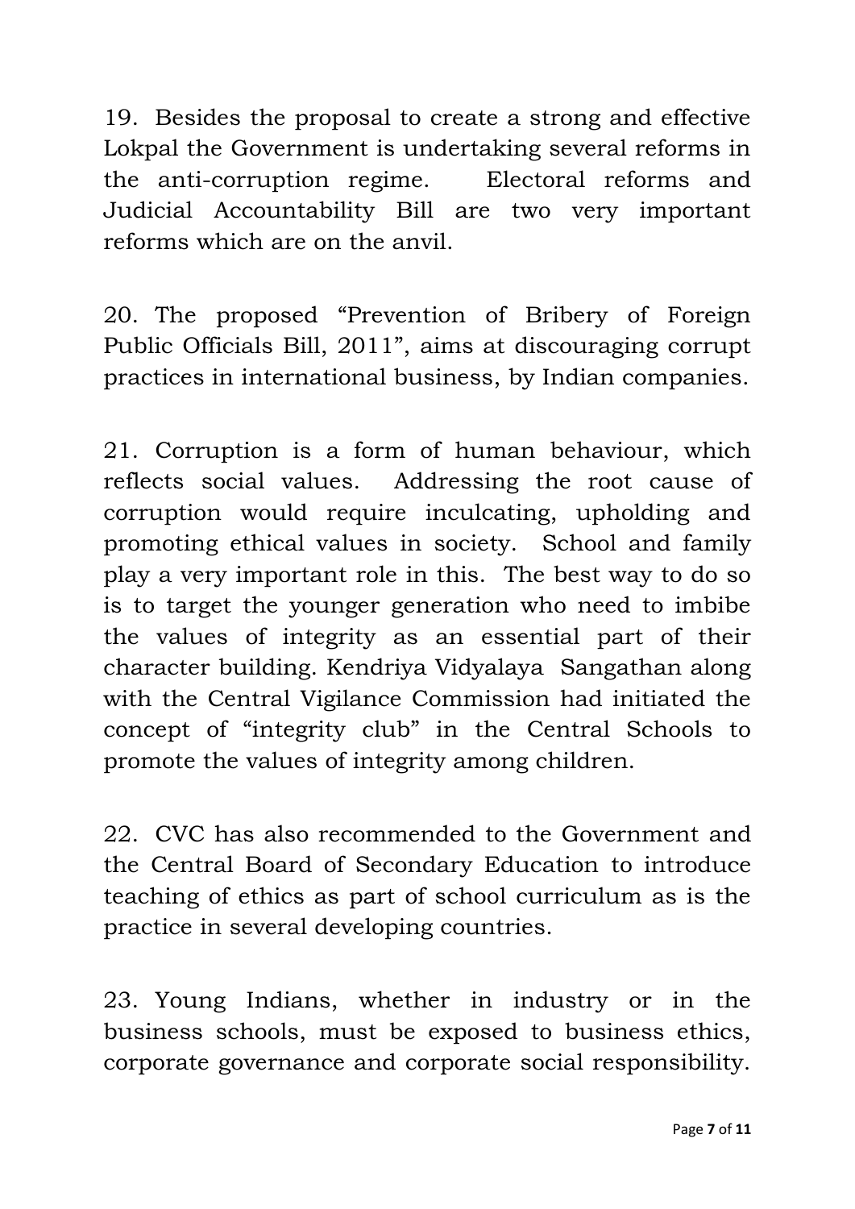19. Besides the proposal to create a strong and effective Lokpal the Government is undertaking several reforms in the anti-corruption regime. Electoral reforms and Judicial Accountability Bill are two very important reforms which are on the anvil.

20. The proposed "Prevention of Bribery of Foreign Public Officials Bill, 2011", aims at discouraging corrupt practices in international business, by Indian companies.

21. Corruption is a form of human behaviour, which reflects social values. Addressing the root cause of corruption would require inculcating, upholding and promoting ethical values in society. School and family play a very important role in this. The best way to do so is to target the younger generation who need to imbibe the values of integrity as an essential part of their character building. Kendriya Vidyalaya Sangathan along with the Central Vigilance Commission had initiated the concept of "integrity club" in the Central Schools to promote the values of integrity among children.

22. CVC has also recommended to the Government and the Central Board of Secondary Education to introduce teaching of ethics as part of school curriculum as is the practice in several developing countries.

23. Young Indians, whether in industry or in the business schools, must be exposed to business ethics, corporate governance and corporate social responsibility.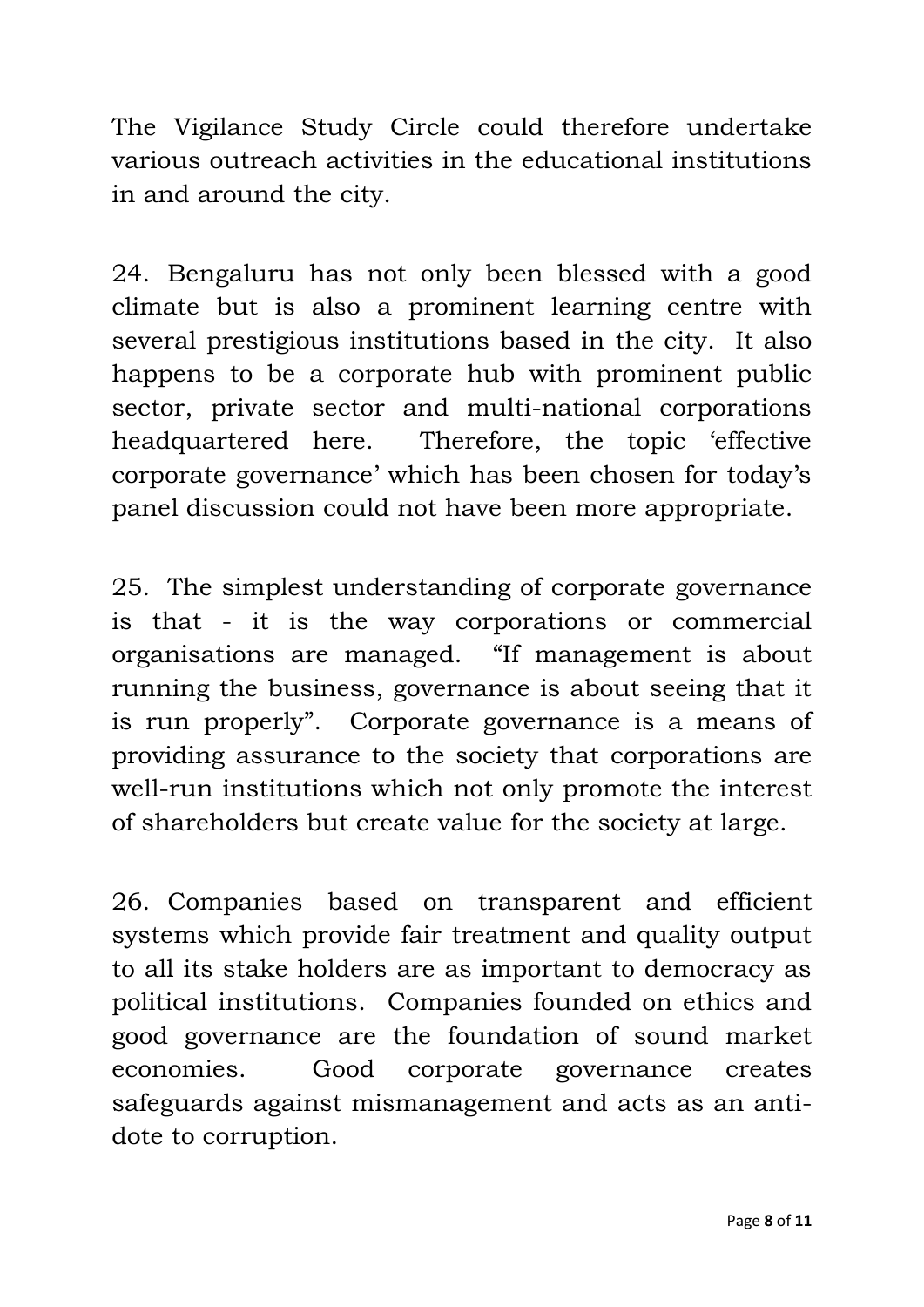The Vigilance Study Circle could therefore undertake various outreach activities in the educational institutions in and around the city.

24. Bengaluru has not only been blessed with a good climate but is also a prominent learning centre with several prestigious institutions based in the city. It also happens to be a corporate hub with prominent public sector, private sector and multi-national corporations headquartered here. Therefore, the topic 'effective corporate governance' which has been chosen for today's panel discussion could not have been more appropriate.

25. The simplest understanding of corporate governance is that - it is the way corporations or commercial organisations are managed. "If management is about running the business, governance is about seeing that it is run properly". Corporate governance is a means of providing assurance to the society that corporations are well-run institutions which not only promote the interest of shareholders but create value for the society at large.

26. Companies based on transparent and efficient systems which provide fair treatment and quality output to all its stake holders are as important to democracy as political institutions. Companies founded on ethics and good governance are the foundation of sound market economies. Good corporate governance creates safeguards against mismanagement and acts as an anti-dote to corruption.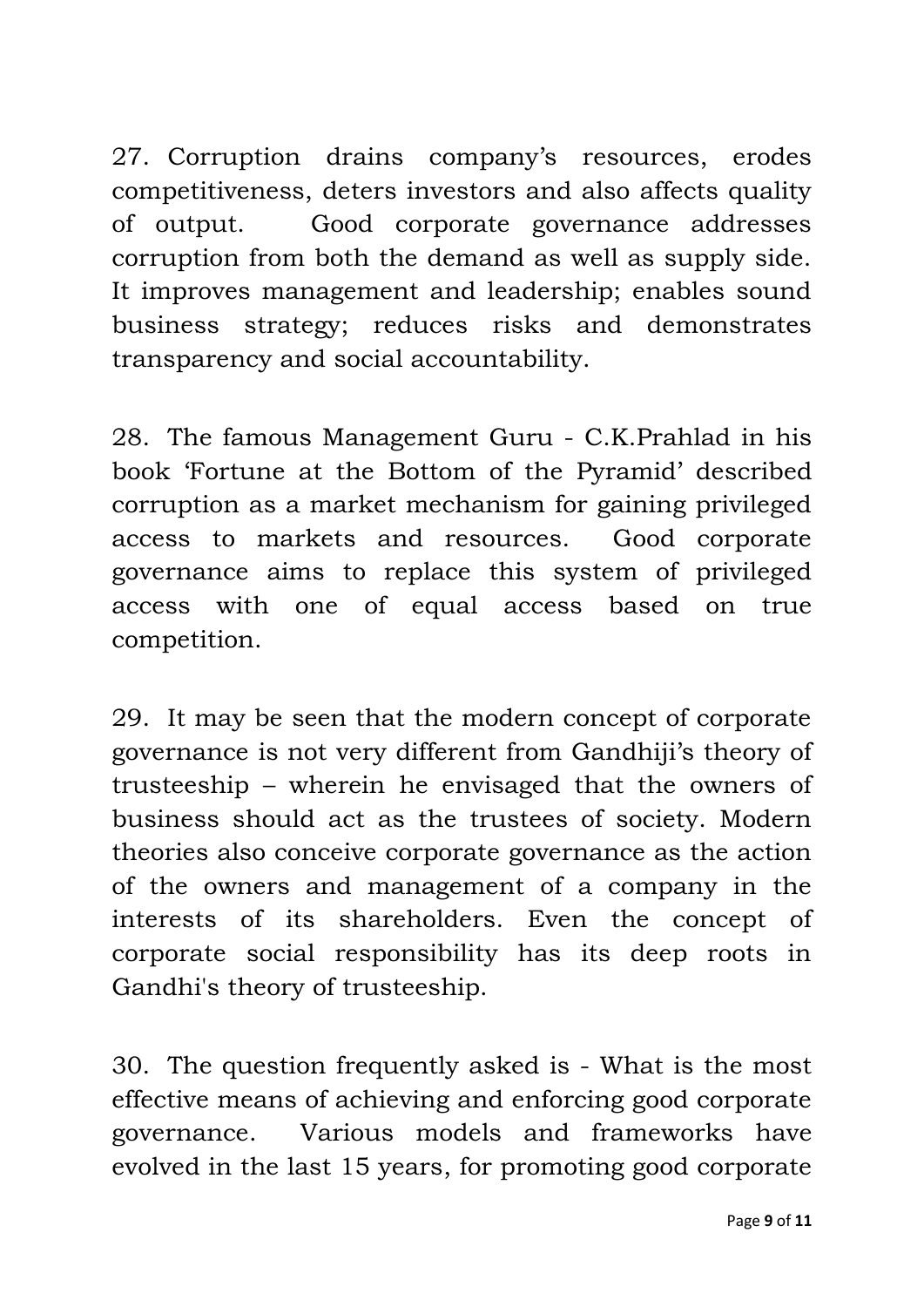27. Corruption drains company's resources, erodes competitiveness, deters investors and also affects quality of output. Good corporate governance addresses corruption from both the demand as well as supply side. It improves management and leadership; enables sound business strategy; reduces risks and demonstrates transparency and social accountability.

28. The famous Management Guru - C.K.Prahlad in his book 'Fortune at the Bottom of the Pyramid' described corruption as a market mechanism for gaining privileged access to markets and resources. Good corporate governance aims to replace this system of privileged access with one of equal access based on true competition.

29. It may be seen that the modern concept of corporate governance is not very different from Gandhiji's theory of trusteeship – wherein he envisaged that the owners of business should act as the trustees of society. Modern theories also conceive corporate governance as the action of the owners and management of a company in the interests of its shareholders. Even the concept of corporate social responsibility has its deep roots in Gandhi's theory of trusteeship.

30. The question frequently asked is - What is the most effective means of achieving and enforcing good corporate governance. Various models and frameworks have evolved in the last 15 years, for promoting good corporate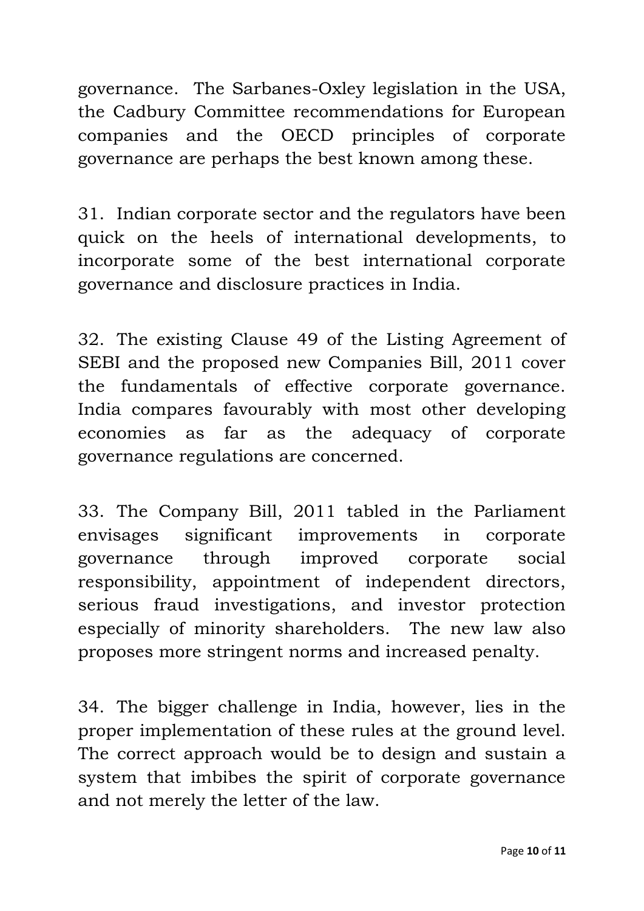governance. The Sarbanes-Oxley legislation in the USA, the Cadbury Committee recommendations for European companies and the OECD principles of corporate governance are perhaps the best known among these.

31. Indian corporate sector and the regulators have been quick on the heels of international developments, to incorporate some of the best international corporate governance and disclosure practices in India.

32. The existing Clause 49 of the Listing Agreement of SEBI and the proposed new Companies Bill, 2011 cover the fundamentals of effective corporate governance. India compares favourably with most other developing economies as far as the adequacy of corporate governance regulations are concerned.

33. The Company Bill, 2011 tabled in the Parliament envisages significant improvements in corporate governance through improved corporate social responsibility, appointment of independent directors, serious fraud investigations, and investor protection especially of minority shareholders. The new law also proposes more stringent norms and increased penalty.

34. The bigger challenge in India, however, lies in the proper implementation of these rules at the ground level. The correct approach would be to design and sustain a system that imbibes the spirit of corporate governance and not merely the letter of the law.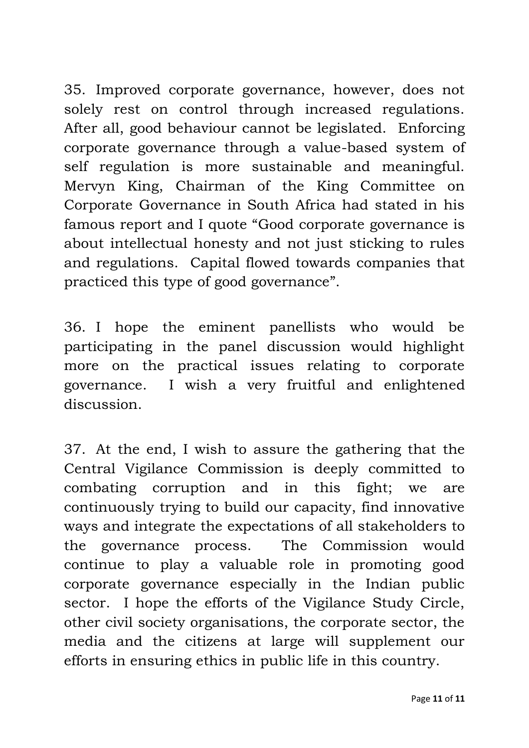35. Improved corporate governance, however, does not solely rest on control through increased regulations. After all, good behaviour cannot be legislated. Enforcing corporate governance through a value-based system of self regulation is more sustainable and meaningful. Mervyn King, Chairman of the King Committee on Corporate Governance in South Africa had stated in his famous report and I quote "Good corporate governance is about intellectual honesty and not just sticking to rules and regulations. Capital flowed towards companies that practiced this type of good governance".

36. I hope the eminent panellists who would be participating in the panel discussion would highlight more on the practical issues relating to corporate governance. I wish a very fruitful and enlightened discussion.

37. At the end, I wish to assure the gathering that the Central Vigilance Commission is deeply committed to combating corruption and in this fight; we are continuously trying to build our capacity, find innovative ways and integrate the expectations of all stakeholders to the governance process. The Commission would continue to play a valuable role in promoting good corporate governance especially in the Indian public sector. I hope the efforts of the Vigilance Study Circle, other civil society organisations, the corporate sector, the media and the citizens at large will supplement our efforts in ensuring ethics in public life in this country.